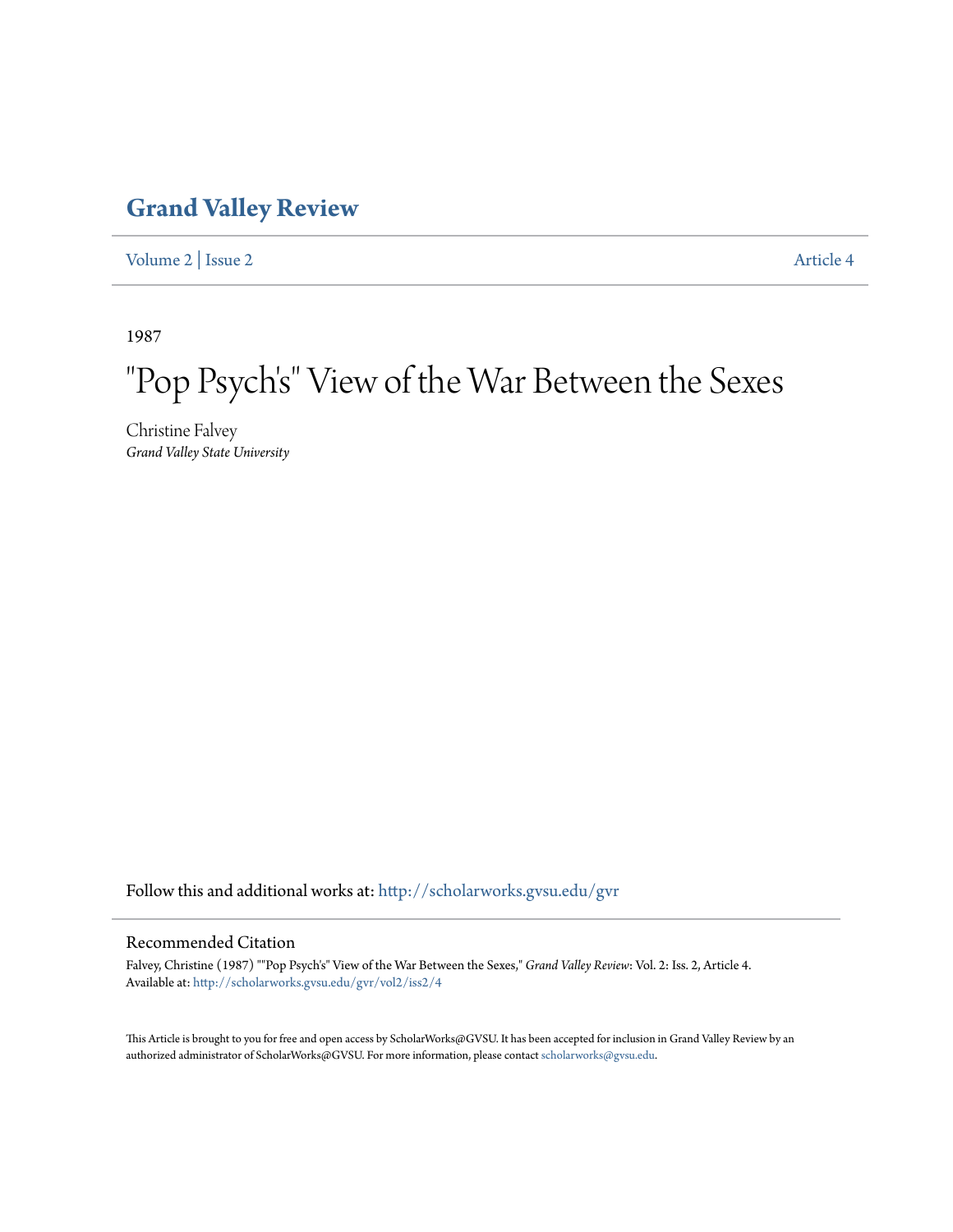# Grand Valley Review

Volume 2 | Issue 2 Article 4

1987

# "Pop Psych's" View of the War Between the Sexes

Christine Falvey
*Grand Valley State University*

Follow this and additional works at: http://scholarworks.gvsu.edu/gvr

## Recommended Citation

Falvey, Christine (1987) ""Pop Psych's" View of the War Between the Sexes," *Grand Valley Review*: Vol. 2: Iss. 2, Article 4.
Available at: http://scholarworks.gvsu.edu/gvr/vol2/iss2/4

This Article is brought to you for free and open access by ScholarWorks@GVSU. It has been accepted for inclusion in Grand Valley Review by an authorized administrator of ScholarWorks@GVSU. For more information, please contact scholarworks@gvsu.edu.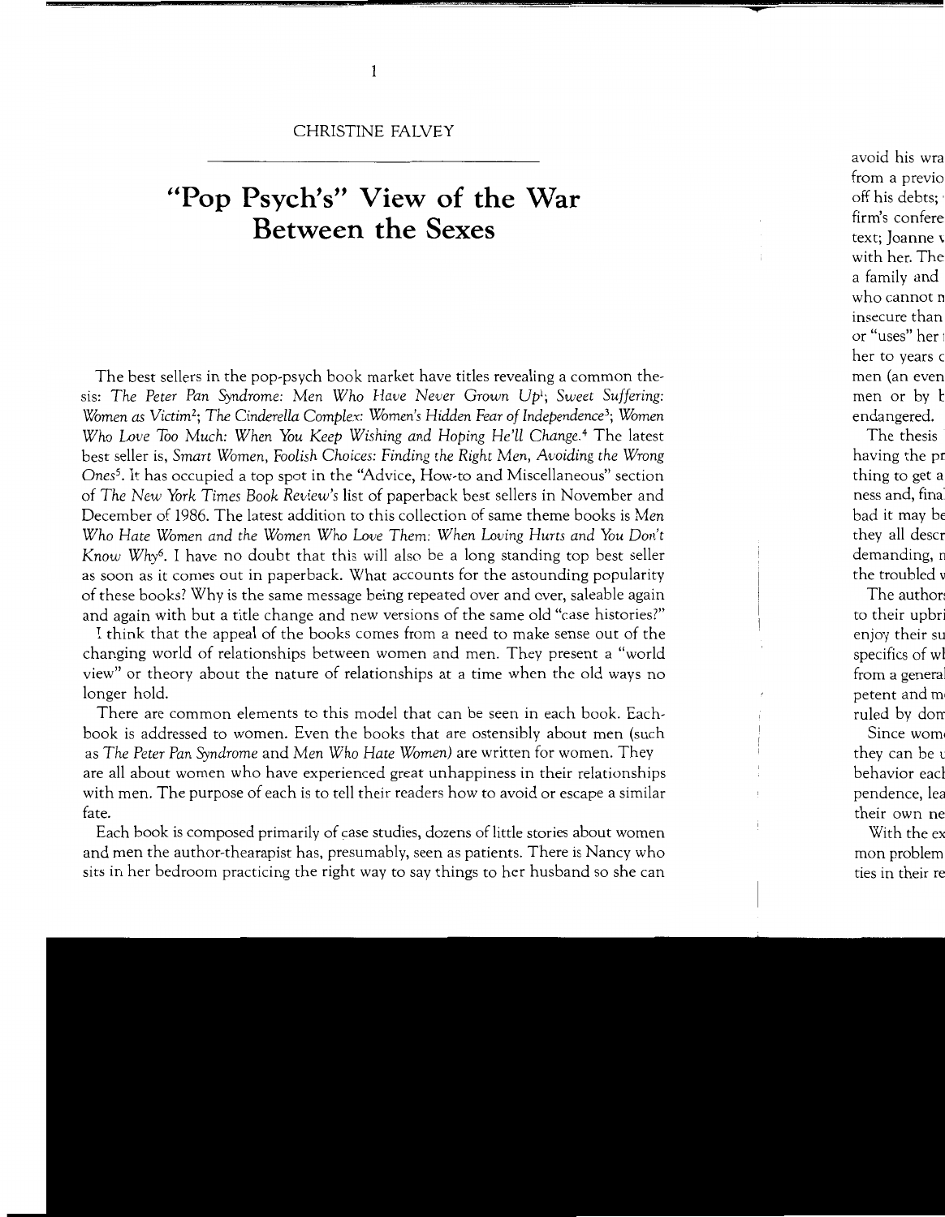CHRISTINE FALVEY

# "Pop Psych's" View of the War Between the Sexes

The best sellers in the pop-psych book market have titles revealing a common thesis: *The Peter Pan Syndrome: Men Who Have Never Grown Up*[1]; *Sweet Suffering: Women as Victim*[2]; *The Cinderella Complex: Women's Hidden Fear of Independence*[3]; *Women Who Love Too Much: When You Keep Wishing and Hoping He'll Change.*[4] The latest best seller is, *Smart Women, Foolish Choices: Finding the Right Men, Avoiding the Wrong Ones*[5]. It has occupied a top spot in the "Advice, How-to and Miscellaneous" section of *The New York Times Book Review's* list of paperback best sellers in November and December of 1986. The latest addition to this collection of same theme books is *Men Who Hate Women and the Women Who Love Them: When Loving Hurts and You Don't Know Why*[6]. I have no doubt that this will also be a long standing top best seller as soon as it comes out in paperback. What accounts for the astounding popularity of these books? Why is the same message being repeated over and over, saleable again and again with but a title change and new versions of the same old "case histories?"

I think that the appeal of the books comes from a need to make sense out of the changing world of relationships between women and men. They present a "world view" or theory about the nature of relationships at a time when the old ways no longer hold.

There are common elements to this model that can be seen in each book. Each book is addressed to women. Even the books that are ostensibly about men (such as *The Peter Pan Syndrome* and *Men Who Hate Women)* are written for women. They are all about women who have experienced great unhappiness in their relationships with men. The purpose of each is to tell their readers how to avoid or escape a similar fate.

Each book is composed primarily of case studies, dozens of little stories about women and men the author-thearapist has, presumably, seen as patients. There is Nancy who sits in her bedroom practicing the right way to say things to her husband so she can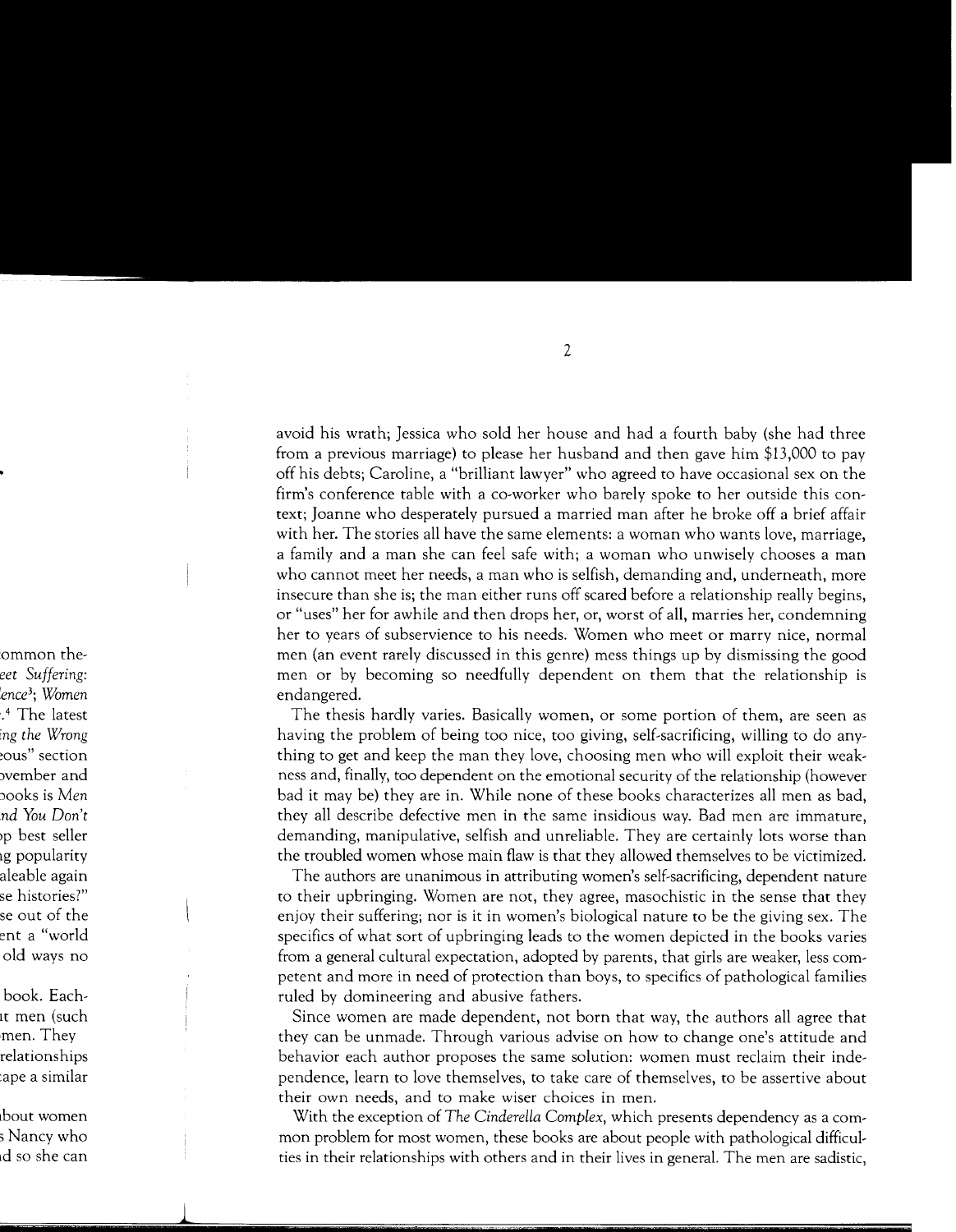avoid his wrath; Jessica who sold her house and had a fourth baby (she had three from a previous marriage) to please her husband and then gave him $13,000 to pay off his debts; Caroline, a "brilliant lawyer" who agreed to have occasional sex on the firm's conference table with a co-worker who barely spoke to her outside this context; Joanne who desperately pursued a married man after he broke off a brief affair with her. The stories all have the same elements: a woman who wants love, marriage, a family and a man she can feel safe with; a woman who unwisely chooses a man who cannot meet her needs, a man who is selfish, demanding and, underneath, more insecure than she is; the man either runs off scared before a relationship really begins, or "uses" her for awhile and then drops her, or, worst of all, marries her, condemning her to years of subservience to his needs. Women who meet or marry nice, normal men (an event rarely discussed in this genre) mess things up by dismissing the good men or by becoming so needfully dependent on them that the relationship is endangered.

The thesis hardly varies. Basically women, or some portion of them, are seen as having the problem of being too nice, too giving, self-sacrificing, willing to do anything to get and keep the man they love, choosing men who will exploit their weakness and, finally, too dependent on the emotional security of the relationship (however bad it may be) they are in. While none of these books characterizes all men as bad, they all describe defective men in the same insidious way. Bad men are immature, demanding, manipulative, selfish and unreliable. They are certainly lots worse than the troubled women whose main flaw is that they allowed themselves to be victimized.

The authors are unanimous in attributing women's self-sacrificing, dependent nature to their upbringing. Women are not, they agree, masochistic in the sense that they enjoy their suffering; nor is it in women's biological nature to be the giving sex. The specifics of what sort of upbringing leads to the women depicted in the books varies from a general cultural expectation, adopted by parents, that girls are weaker, less competent and more in need of protection than boys, to specifics of pathological families ruled by domineering and abusive fathers.

Since women are made dependent, not born that way, the authors all agree that they can be unmade. Through various advise on how to change one's attitude and behavior each author proposes the same solution: women must reclaim their independence, learn to love themselves, to take care of themselves, to be assertive about their own needs, and to make wiser choices in men.

With the exception of *The Cinderella Complex*, which presents dependency as a common problem for most women, these books are about people with pathological difficulties in their relationships with others and in their lives in general. The men are sadistic,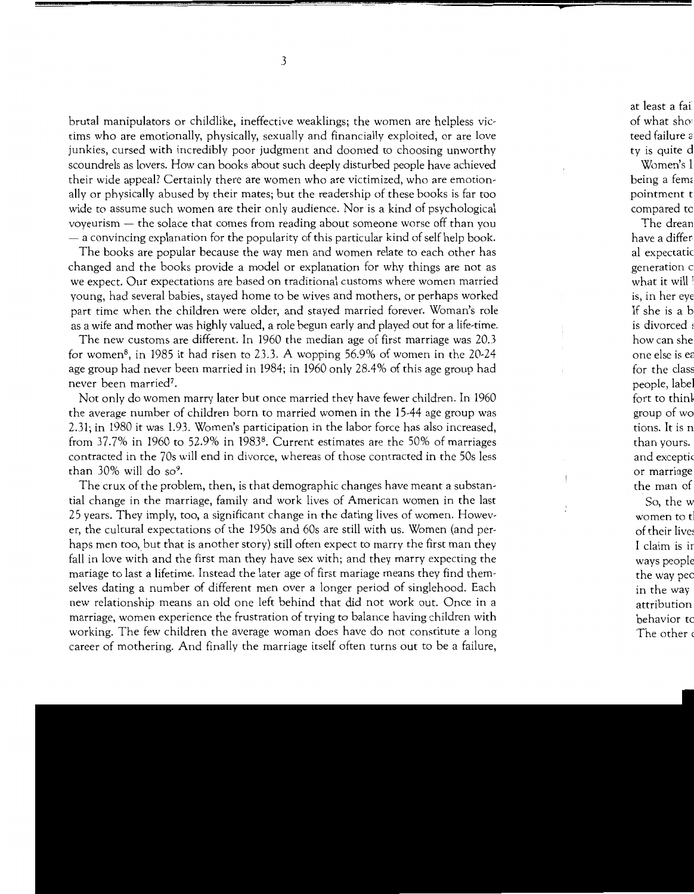brutal manipulators or childlike, ineffective weaklings; the women are helpless victims who are emotionally, physically, sexually and financially exploited, or are love junkies, cursed with incredibly poor judgment and doomed to choosing unworthy scoundrels as lovers. How can books about such deeply disturbed people have achieved their wide appeal? Certainly there are women who are victimized, who are emotionally or physically abused by their mates; but the readership of these books is far too wide to assume such women are their only audience. Nor is a kind of psychological voyeurism — the solace that comes from reading about someone worse off than you — a convincing explanation for the popularity of this particular kind of self help book.

The books are popular because the way men and women relate to each other has changed and the books provide a model or explanation for why things are not as we expect. Our expectations are based on traditional customs where women married young, had several babies, stayed home to be wives and mothers, or perhaps worked part time when the children were older, and stayed married forever. Woman's role as a wife and mother was highly valued, a role begun early and played out for a life-time.

The new customs are different. In 1960 the median age of first marriage was 20.3 for women[6], in 1985 it had risen to 23.3. A wopping 56.9% of women in the 20-24 age group had never been married in 1984; in 1960 only 28.4% of this age group had never been married[7].

Not only do women marry later but once married they have fewer children. In 1960 the average number of children born to married women in the 15-44 age group was 2.31; in 1980 it was 1.93. Women's participation in the labor force has also increased, from 37.7% in 1960 to 52.9% in 1983[8]. Current estimates are the 50% of marriages contracted in the 70s will end in divorce, whereas of those contracted in the 50s less than 30% will do so[9].

The crux of the problem, then, is that demographic changes have meant a substantial change in the marriage, family and work lives of American women in the last 25 years. They imply, too, a significant change in the dating lives of women. However, the cultural expectations of the 1950s and 60s are still with us. Women (and perhaps men too, but that is another story) still often expect to marry the first man they fall in love with and the first man they have sex with; and they marry expecting the mariage to last a lifetime. Instead the later age of first mariage means they find themselves dating a number of different men over a longer period of singlehood. Each new relationship means an old one left behind that did not work out. Once in a marriage, women experience the frustration of trying to balance having children with working. The few children the average woman does have do not constitute a long career of mothering. And finally the marriage itself often turns out to be a failure,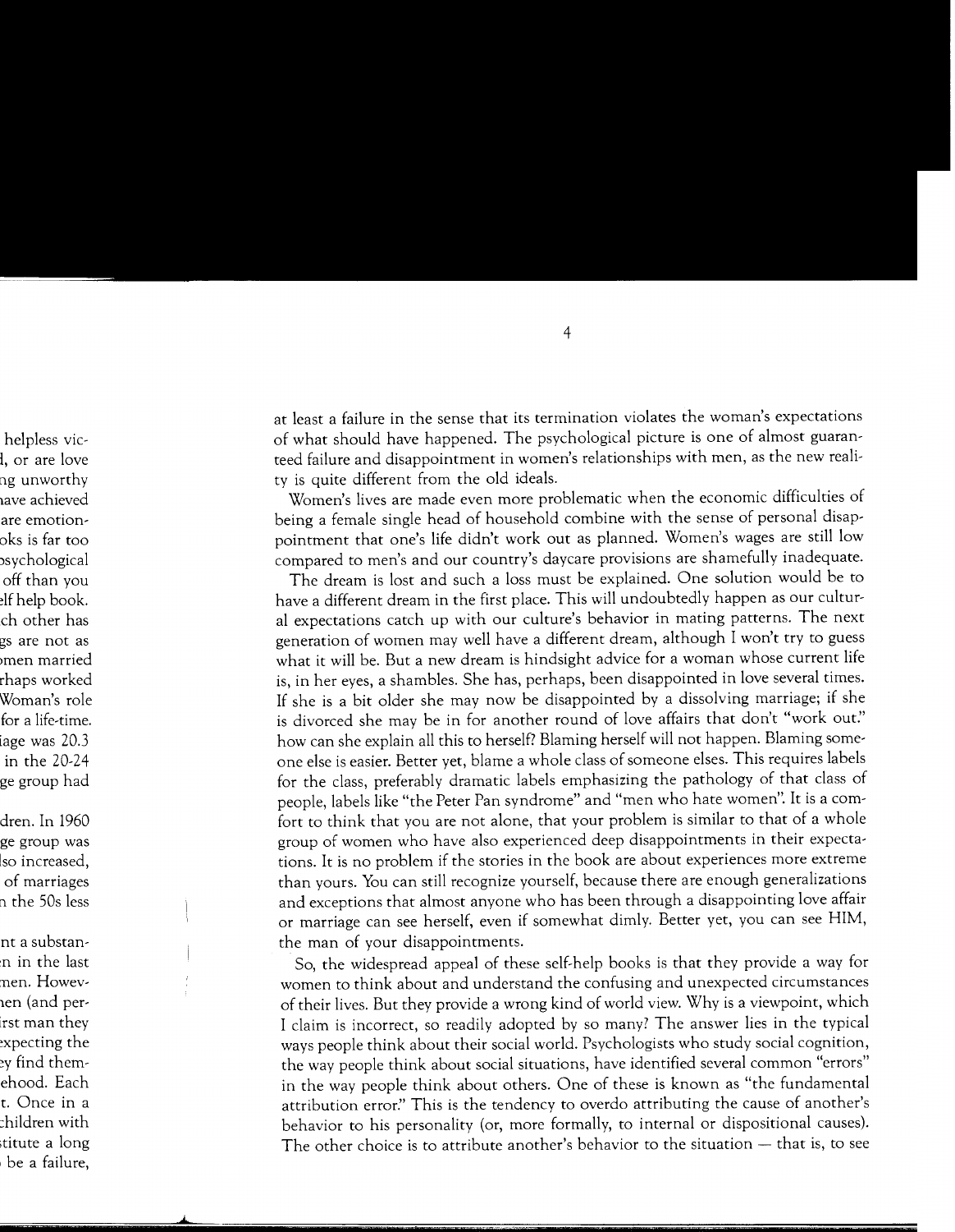at least a failure in the sense that its termination violates the woman's expectations of what should have happened. The psychological picture is one of almost guaranteed failure and disappointment in women's relationships with men, as the new reality is quite different from the old ideals.

Women's lives are made even more problematic when the economic difficulties of being a female single head of household combine with the sense of personal disappointment that one's life didn't work out as planned. Women's wages are still low compared to men's and our country's daycare provisions are shamefully inadequate.

The dream is lost and such a loss must be explained. One solution would be to have a different dream in the first place. This will undoubtedly happen as our cultural expectations catch up with our culture's behavior in mating patterns. The next generation of women may well have a different dream, although I won't try to guess what it will be. But a new dream is hindsight advice for a woman whose current life is, in her eyes, a shambles. She has, perhaps, been disappointed in love several times. If she is a bit older she may now be disappointed by a dissolving marriage; if she is divorced she may be in for another round of love affairs that don't "work out." how can she explain all this to herself? Blaming herself will not happen. Blaming someone else is easier. Better yet, blame a whole class of someone elses. This requires labels for the class, preferably dramatic labels emphasizing the pathology of that class of people, labels like "the Peter Pan syndrome" and "men who hate women". It is a comfort to think that you are not alone, that your problem is similar to that of a whole group of women who have also experienced deep disappointments in their expectations. It is no problem if the stories in the book are about experiences more extreme than yours. You can still recognize yourself, because there are enough generalizations and exceptions that almost anyone who has been through a disappointing love affair or marriage can see herself, even if somewhat dimly. Better yet, you can see HIM, the man of your disappointments.

So, the widespread appeal of these self-help books is that they provide a way for women to think about and understand the confusing and unexpected circumstances of their lives. But they provide a wrong kind of world view. Why is a viewpoint, which I claim is incorrect, so readily adopted by so many? The answer lies in the typical ways people think about their social world. Psychologists who study social cognition, the way people think about social situations, have identified several common "errors" in the way people think about others. One of these is known as "the fundamental attribution error." This is the tendency to overdo attributing the cause of another's behavior to his personality (or, more formally, to internal or dispositional causes). The other choice is to attribute another's behavior to the situation — that is, to see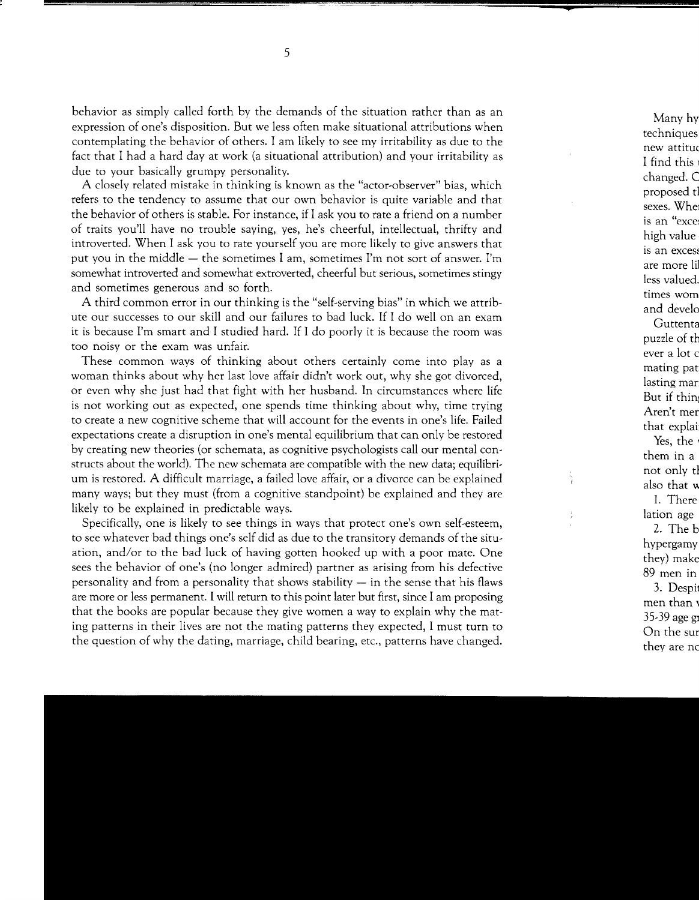behavior as simply called forth by the demands of the situation rather than as an expression of one's disposition. But we less often make situational attributions when contemplating the behavior of others. I am likely to see my irritability as due to the fact that I had a hard day at work (a situational attribution) and your irritability as due to your basically grumpy personality.

A closely related mistake in thinking is known as the "actor-observer" bias, which refers to the tendency to assume that our own behavior is quite variable and that the behavior of others is stable. For instance, if I ask you to rate a friend on a number of traits you'll have no trouble saying, yes, he's cheerful, intellectual, thrifty and introverted. When I ask you to rate yourself you are more likely to give answers that put you in the middle — the sometimes I am, sometimes I'm not sort of answer. I'm somewhat introverted and somewhat extroverted, cheerful but serious, sometimes stingy and sometimes generous and so forth.

A third common error in our thinking is the "self-serving bias" in which we attribute our successes to our skill and our failures to bad luck. If I do well on an exam it is because I'm smart and I studied hard. If I do poorly it is because the room was too noisy or the exam was unfair.

These common ways of thinking about others certainly come into play as a woman thinks about why her last love affair didn't work out, why she got divorced, or even why she just had that fight with her husband. In circumstances where life is not working out as expected, one spends time thinking about why, time trying to create a new cognitive scheme that will account for the events in one's life. Failed expectations create a disruption in one's mental equilibrium that can only be restored by creating new theories (or schemata, as cognitive psychologists call our mental constructs about the world). The new schemata are compatible with the new data; equilibrium is restored. A difficult marriage, a failed love affair, or a divorce can be explained many ways; but they must (from a cognitive standpoint) be explained and they are likely to be explained in predictable ways.

Specifically, one is likely to see things in ways that protect one's own self-esteem, to see whatever bad things one's self did as due to the transitory demands of the situation, and/or to the bad luck of having gotten hooked up with a poor mate. One sees the behavior of one's (no longer admired) partner as arising from his defective personality and from a personality that shows stability — in the sense that his flaws are more or less permanent. I will return to this point later but first, since I am proposing that the books are popular because they give women a way to explain why the mating patterns in their lives are not the mating patterns they expected, I must turn to the question of why the dating, marriage, child bearing, etc., patterns have changed.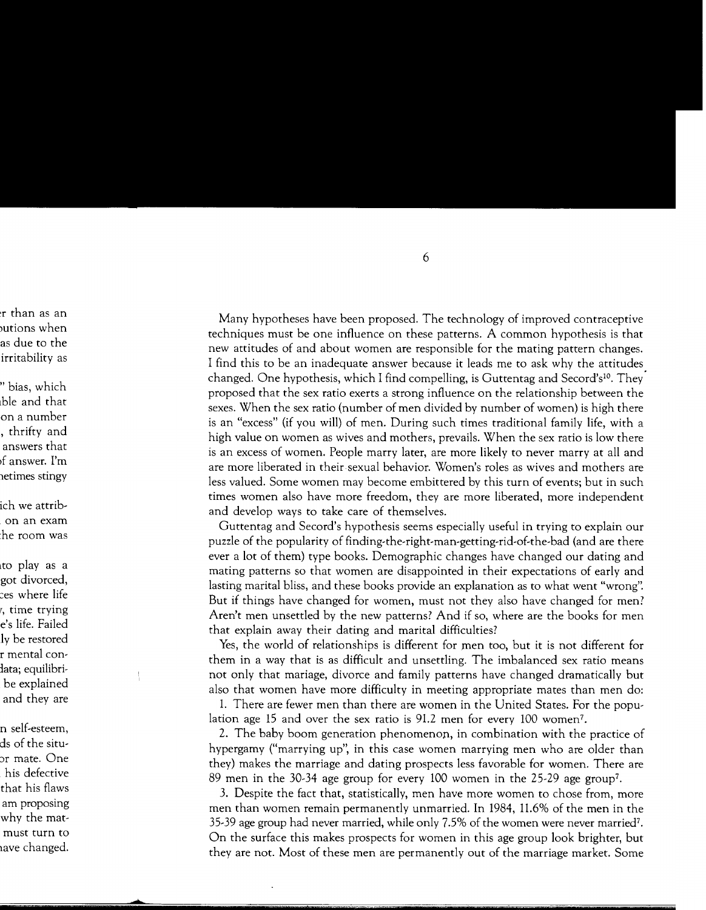Many hypotheses have been proposed. The technology of improved contraceptive techniques must be one influence on these patterns. A common hypothesis is that new attitudes of and about women are responsible for the mating pattern changes. I find this to be an inadequate answer because it leads me to ask why the attitudes changed. One hypothesis, which I find compelling, is Guttentag and Secord's[10]. They proposed that the sex ratio exerts a strong influence on the relationship between the sexes. When the sex ratio (number of men divided by number of women) is high there is an "excess" (if you will) of men. During such times traditional family life, with a high value on women as wives and mothers, prevails. When the sex ratio is low there is an excess of women. People marry later, are more likely to never marry at all and are more liberated in their sexual behavior. Women's roles as wives and mothers are less valued. Some women may become embittered by this turn of events; but in such times women also have more freedom, they are more liberated, more independent and develop ways to take care of themselves.

Guttentag and Secord's hypothesis seems especially useful in trying to explain our puzzle of the popularity of finding-the-right-man-getting-rid-of-the-bad (and are there ever a lot of them) type books. Demographic changes have changed our dating and mating patterns so that women are disappointed in their expectations of early and lasting marital bliss, and these books provide an explanation as to what went "wrong". But if things have changed for women, must not they also have changed for men? Aren't men unsettled by the new patterns? And if so, where are the books for men that explain away their dating and marital difficulties?

Yes, the world of relationships is different for men too, but it is not different for them in a way that is as difficult and unsettling. The imbalanced sex ratio means not only that mariage, divorce and family patterns have changed dramatically but also that women have more difficulty in meeting appropriate mates than men do:

1. There are fewer men than there are women in the United States. For the population age 15 and over the sex ratio is 91.2 men for every 100 women[7].

2. The baby boom generation phenomenon, in combination with the practice of hypergamy ("marrying up", in this case women marrying men who are older than they) makes the marriage and dating prospects less favorable for women. There are 89 men in the 30-34 age group for every 100 women in the 25-29 age group[7].

3. Despite the fact that, statistically, men have more women to chose from, more men than women remain permanently unmarried. In 1984, 11.6% of the men in the 35-39 age group had never married, while only 7.5% of the women were never married[7]. On the surface this makes prospects for women in this age group look brighter, but they are not. Most of these men are permanently out of the marriage market. Some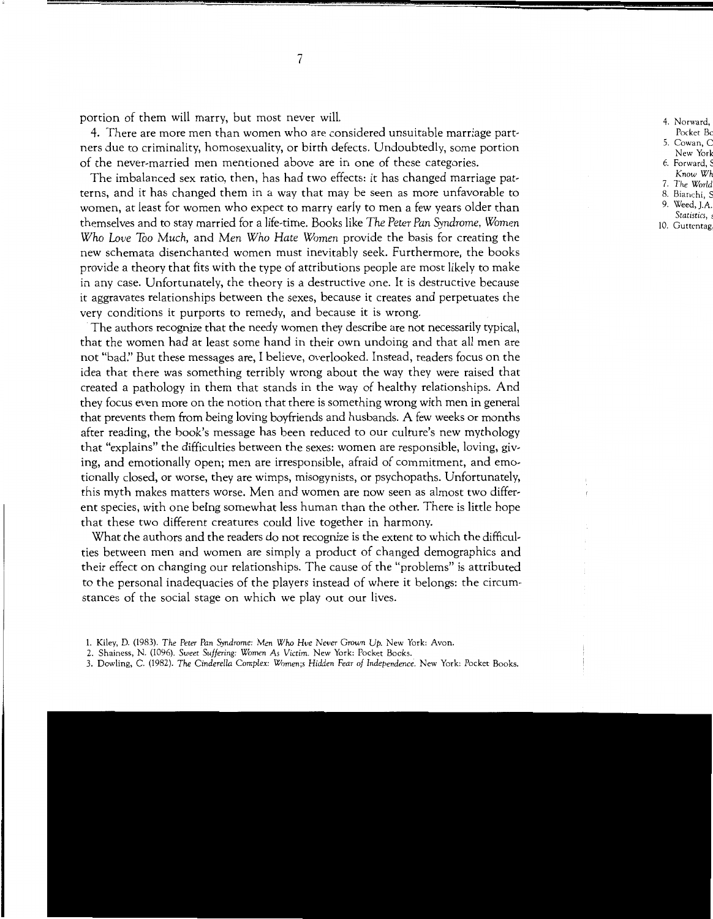portion of them will marry, but most never will.

4. There are more men than women who are considered unsuitable marriage partners due to criminality, homosexuality, or birth defects. Undoubtedly, some portion of the never-married men mentioned above are in one of these categories.

The imbalanced sex ratio, then, has had two effects: it has changed marriage patterns, and it has changed them in a way that may be seen as more unfavorable to women, at least for women who expect to marry early to men a few years older than themselves and to stay married for a life-time. Books like *The Peter Pan Syndrome, Women Who Love Too Much,* and *Men Who Hate Women* provide the basis for creating the new schemata disenchanted women must inevitably seek. Furthermore, the books provide a theory that fits with the type of attributions people are most likely to make in any case. Unfortunately, the theory is a destructive one. It is destructive because it aggravates relationships between the sexes, because it creates and perpetuates the very conditions it purports to remedy, and because it is wrong.

The authors recognize that the needy women they describe are not necessarily typical, that the women had at least some hand in their own undoing and that all men are not "bad." But these messages are, I believe, overlooked. Instead, readers focus on the idea that there was something terribly wrong about the way they were raised that created a pathology in them that stands in the way of healthy relationships. And they focus even more on the notion that there is something wrong with men in general that prevents them from being loving boyfriends and husbands. A few weeks or months after reading, the book's message has been reduced to our culture's new mythology that "explains" the difficulties between the sexes: women are responsible, loving, giving, and emotionally open; men are irresponsible, afraid of commitment, and emotionally closed, or worse, they are wimps, misogynists, or psychopaths. Unfortunately, this myth makes matters worse. Men and women are now seen as almost two different species, with one being somewhat less human than the other. There is little hope that these two different creatures could live together in harmony.

What the authors and the readers do not recognize is the extent to which the difficulties between men and women are simply a product of changed demographics and their effect on changing our relationships. The cause of the "problems" is attributed to the personal inadequacies of the players instead of where it belongs: the circumstances of the social stage on which we play out our lives.

1. Kiley, D. (1983). *The Peter Pan Syndrome: Men Who Hve Never Grown Up.* New York: Avon.
2. Shainess, N. (1096). *Sweet Suffering: Women As Victim.* New York: Pocket Books.
3. Dowling, C. (1982). *The Cinderella Complex: Women;s Hidden Fear of Independence.* New York: Pocket Books.
4. Norward, Pocket Bo
5. Cowan, C New York
6. Forward, S *Know Wh*
7. *The World*
8. Bianchi, S
9. Weed, J.A. *Statistics,*
10. Guttentag,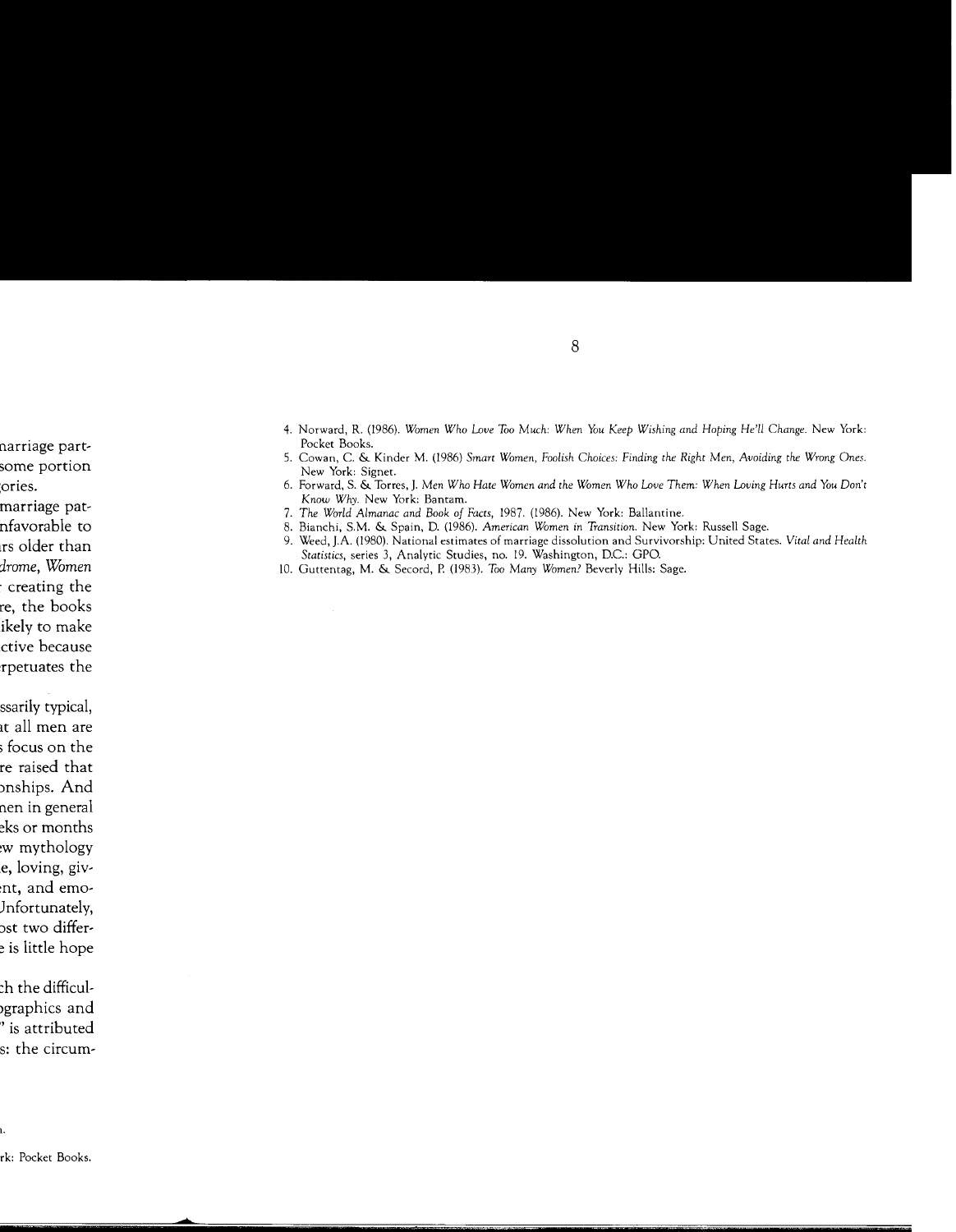4. Norward, R. (1986). *Women Who Love Too Much: When You Keep Wishing and Hoping He'll Change*. New York: Pocket Books.
5. Cowan, C. & Kinder M. (1986) *Smart Women, Foolish Choices: Finding the Right Men, Avoiding the Wrong Ones*. New York: Signet.
6. Forward, S. & Torres, J. *Men Who Hate Women and the Women Who Love Them: When Loving Hurts and You Don't Know Why*. New York: Bantam.
7. *The World Almanac and Book of Facts*, 1987. (1986). New York: Ballantine.
8. Bianchi, S.M. & Spain, D. (1986). *American Women in Transition*. New York: Russell Sage.
9. Weed, J.A. (1980). National estimates of marriage dissolution and Survivorship: United States. *Vital and Health Statistics*, series 3, Analytic Studies, no. 19. Washington, D.C.: GPO.
10. Guttentag, M. & Secord, P. (1983). *Too Many Women?* Beverly Hills: Sage.